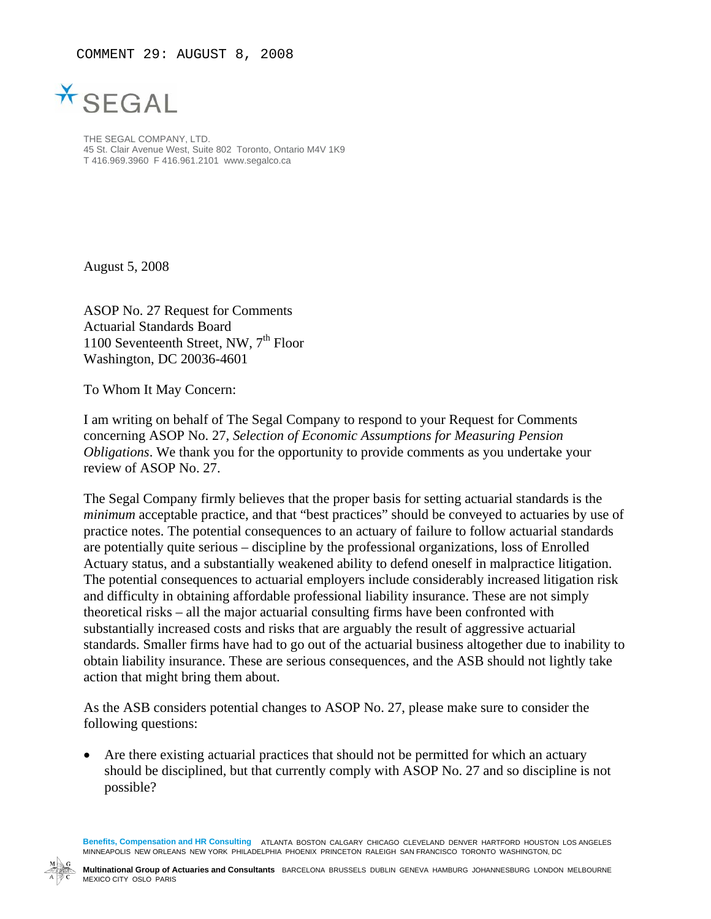COMMENT 29: AUGUST 8, 2008

SEGAL

THE SEGAL COMPANY, LTD.
45 St. Clair Avenue West, Suite 802 Toronto, Ontario M4V 1K9
T 416.969.3960 F 416.961.2101 www.segalco.ca

August 5, 2008

ASOP No. 27 Request for Comments
Actuarial Standards Board
1100 Seventeenth Street, NW, 7th Floor
Washington, DC 20036-4601

To Whom It May Concern:

I am writing on behalf of The Segal Company to respond to your Request for Comments concerning ASOP No. 27, *Selection of Economic Assumptions for Measuring Pension Obligations*. We thank you for the opportunity to provide comments as you undertake your review of ASOP No. 27.

The Segal Company firmly believes that the proper basis for setting actuarial standards is the *minimum* acceptable practice, and that "best practices" should be conveyed to actuaries by use of practice notes. The potential consequences to an actuary of failure to follow actuarial standards are potentially quite serious – discipline by the professional organizations, loss of Enrolled Actuary status, and a substantially weakened ability to defend oneself in malpractice litigation. The potential consequences to actuarial employers include considerably increased litigation risk and difficulty in obtaining affordable professional liability insurance. These are not simply theoretical risks – all the major actuarial consulting firms have been confronted with substantially increased costs and risks that are arguably the result of aggressive actuarial standards. Smaller firms have had to go out of the actuarial business altogether due to inability to obtain liability insurance. These are serious consequences, and the ASB should not lightly take action that might bring them about.

As the ASB considers potential changes to ASOP No. 27, please make sure to consider the following questions:

- Are there existing actuarial practices that should not be permitted for which an actuary should be disciplined, but that currently comply with ASOP No. 27 and so discipline is not possible?

**Benefits, Compensation and HR Consulting** ATLANTA BOSTON CALGARY CHICAGO CLEVELAND DENVER HARTFORD HOUSTON LOS ANGELES MINNEAPOLIS NEW ORLEANS NEW YORK PHILADELPHIA PHOENIX PRINCETON RALEIGH SAN FRANCISCO TORONTO WASHINGTON, DC

**Multinational Group of Actuaries and Consultants** BARCELONA BRUSSELS DUBLIN GENEVA HAMBURG JOHANNESBURG LONDON MELBOURNE MEXICO CITY OSLO PARIS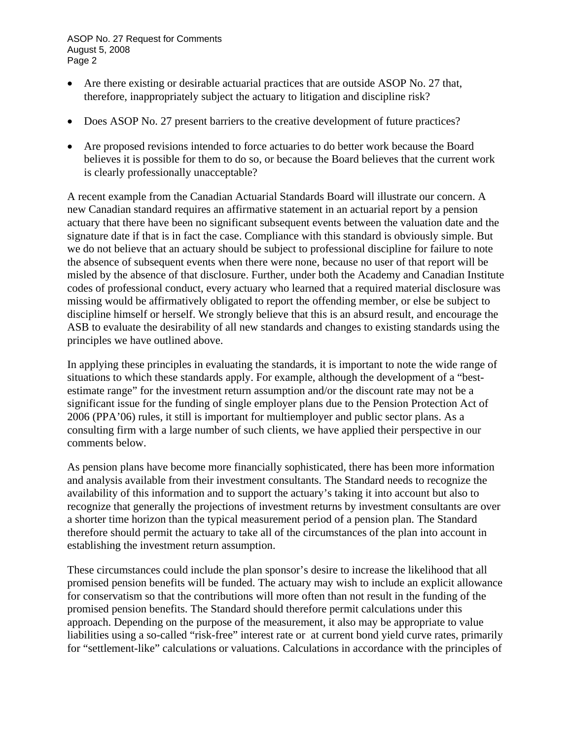- Are there existing or desirable actuarial practices that are outside ASOP No. 27 that, therefore, inappropriately subject the actuary to litigation and discipline risk?

- Does ASOP No. 27 present barriers to the creative development of future practices?

- Are proposed revisions intended to force actuaries to do better work because the Board believes it is possible for them to do so, or because the Board believes that the current work is clearly professionally unacceptable?

A recent example from the Canadian Actuarial Standards Board will illustrate our concern. A new Canadian standard requires an affirmative statement in an actuarial report by a pension actuary that there have been no significant subsequent events between the valuation date and the signature date if that is in fact the case. Compliance with this standard is obviously simple. But we do not believe that an actuary should be subject to professional discipline for failure to note the absence of subsequent events when there were none, because no user of that report will be misled by the absence of that disclosure. Further, under both the Academy and Canadian Institute codes of professional conduct, every actuary who learned that a required material disclosure was missing would be affirmatively obligated to report the offending member, or else be subject to discipline himself or herself. We strongly believe that this is an absurd result, and encourage the ASB to evaluate the desirability of all new standards and changes to existing standards using the principles we have outlined above.

In applying these principles in evaluating the standards, it is important to note the wide range of situations to which these standards apply. For example, although the development of a "best-estimate range" for the investment return assumption and/or the discount rate may not be a significant issue for the funding of single employer plans due to the Pension Protection Act of 2006 (PPA'06) rules, it still is important for multiemployer and public sector plans. As a consulting firm with a large number of such clients, we have applied their perspective in our comments below.

As pension plans have become more financially sophisticated, there has been more information and analysis available from their investment consultants. The Standard needs to recognize the availability of this information and to support the actuary's taking it into account but also to recognize that generally the projections of investment returns by investment consultants are over a shorter time horizon than the typical measurement period of a pension plan. The Standard therefore should permit the actuary to take all of the circumstances of the plan into account in establishing the investment return assumption.

These circumstances could include the plan sponsor's desire to increase the likelihood that all promised pension benefits will be funded. The actuary may wish to include an explicit allowance for conservatism so that the contributions will more often than not result in the funding of the promised pension benefits. The Standard should therefore permit calculations under this approach. Depending on the purpose of the measurement, it also may be appropriate to value liabilities using a so-called "risk-free" interest rate or at current bond yield curve rates, primarily for "settlement-like" calculations or valuations. Calculations in accordance with the principles of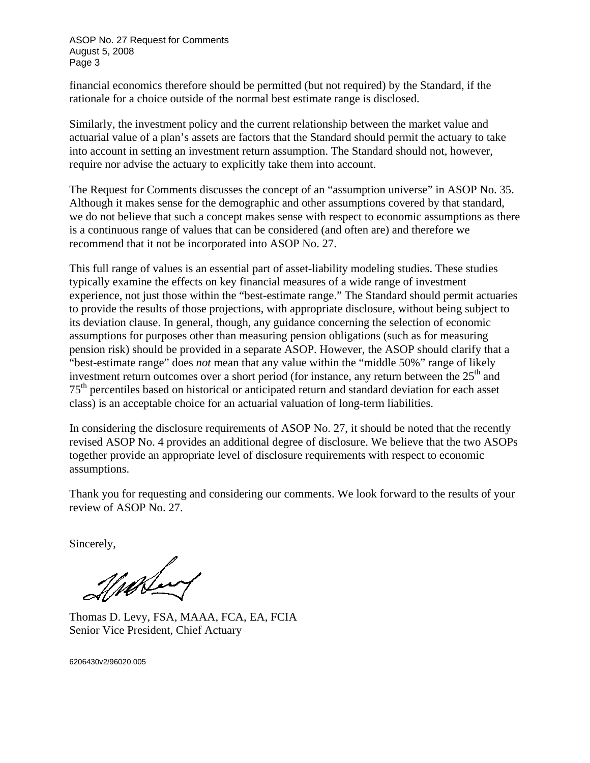financial economics therefore should be permitted (but not required) by the Standard, if the rationale for a choice outside of the normal best estimate range is disclosed.

Similarly, the investment policy and the current relationship between the market value and actuarial value of a plan's assets are factors that the Standard should permit the actuary to take into account in setting an investment return assumption. The Standard should not, however, require nor advise the actuary to explicitly take them into account.

The Request for Comments discusses the concept of an "assumption universe" in ASOP No. 35. Although it makes sense for the demographic and other assumptions covered by that standard, we do not believe that such a concept makes sense with respect to economic assumptions as there is a continuous range of values that can be considered (and often are) and therefore we recommend that it not be incorporated into ASOP No. 27.

This full range of values is an essential part of asset-liability modeling studies. These studies typically examine the effects on key financial measures of a wide range of investment experience, not just those within the "best-estimate range." The Standard should permit actuaries to provide the results of those projections, with appropriate disclosure, without being subject to its deviation clause. In general, though, any guidance concerning the selection of economic assumptions for purposes other than measuring pension obligations (such as for measuring pension risk) should be provided in a separate ASOP. However, the ASOP should clarify that a "best-estimate range" does *not* mean that any value within the "middle 50%" range of likely investment return outcomes over a short period (for instance, any return between the 25th and 75th percentiles based on historical or anticipated return and standard deviation for each asset class) is an acceptable choice for an actuarial valuation of long-term liabilities.

In considering the disclosure requirements of ASOP No. 27, it should be noted that the recently revised ASOP No. 4 provides an additional degree of disclosure. We believe that the two ASOPs together provide an appropriate level of disclosure requirements with respect to economic assumptions.

Thank you for requesting and considering our comments. We look forward to the results of your review of ASOP No. 27.

Sincerely,

Thomas D. Levy, FSA, MAAA, FCA, EA, FCIA
Senior Vice President, Chief Actuary

6206430v2/96020.005